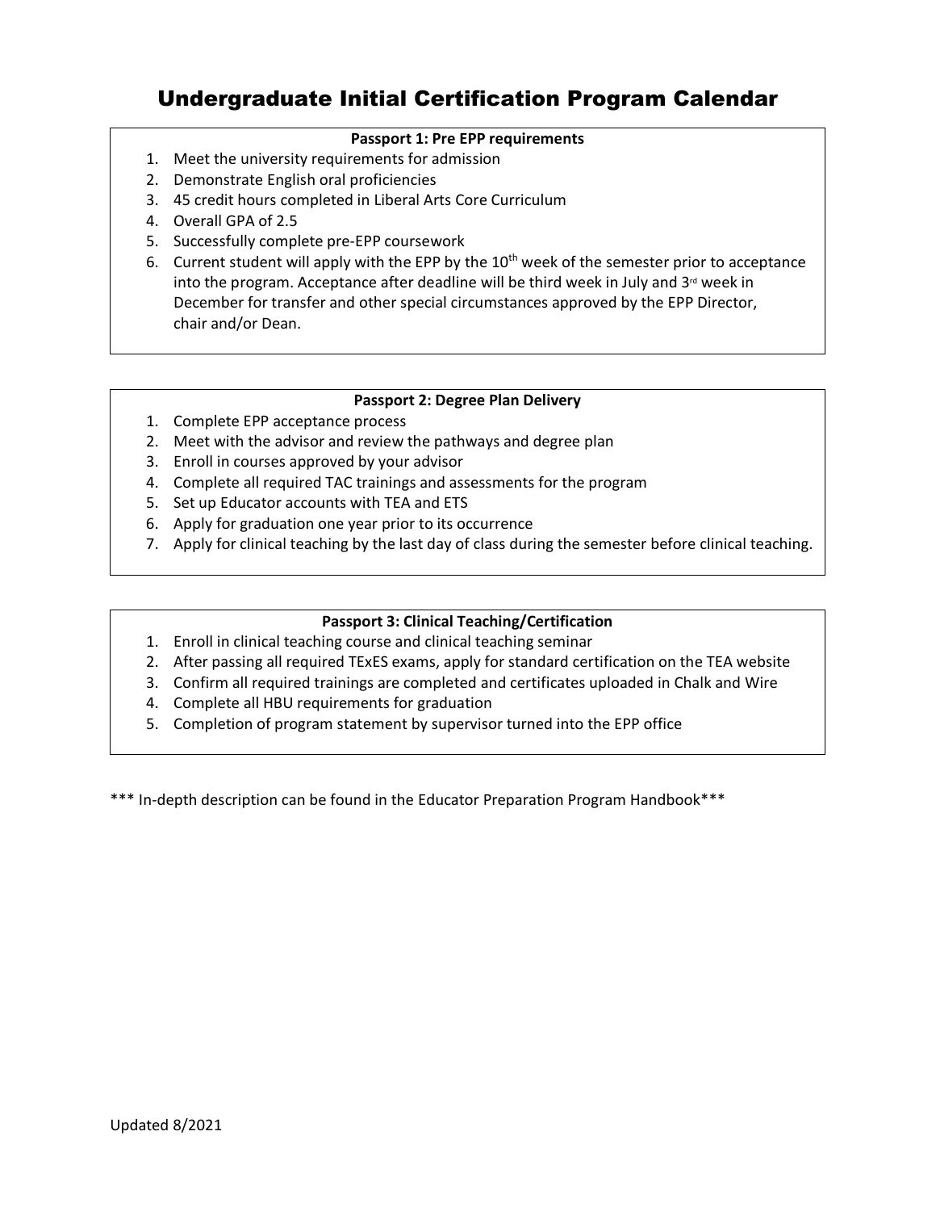# Undergraduate Initial Certification Program Calendar

**Passport 1: Pre EPP requirements**

1. Meet the university requirements for admission
2. Demonstrate English oral proficiencies
3. 45 credit hours completed in Liberal Arts Core Curriculum
4. Overall GPA of 2.5
5. Successfully complete pre-EPP coursework
6. Current student will apply with the EPP by the 10th week of the semester prior to acceptance into the program. Acceptance after deadline will be third week in July and 3rd week in December for transfer and other special circumstances approved by the EPP Director, chair and/or Dean.

**Passport 2: Degree Plan Delivery**

1. Complete EPP acceptance process
2. Meet with the advisor and review the pathways and degree plan
3. Enroll in courses approved by your advisor
4. Complete all required TAC trainings and assessments for the program
5. Set up Educator accounts with TEA and ETS
6. Apply for graduation one year prior to its occurrence
7. Apply for clinical teaching by the last day of class during the semester before clinical teaching.

**Passport 3: Clinical Teaching/Certification**

1. Enroll in clinical teaching course and clinical teaching seminar
2. After passing all required TExES exams, apply for standard certification on the TEA website
3. Confirm all required trainings are completed and certificates uploaded in Chalk and Wire
4. Complete all HBU requirements for graduation
5. Completion of program statement by supervisor turned into the EPP office

*** In-depth description can be found in the Educator Preparation Program Handbook***

Updated 8/2021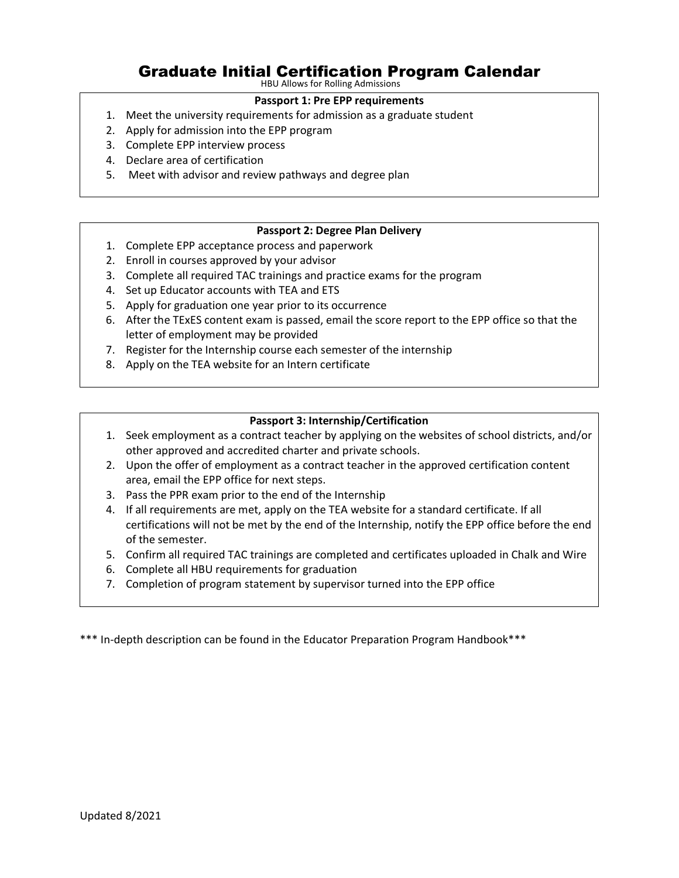# Graduate Initial Certification Program Calendar

HBU Allows for Rolling Admissions

**Passport 1: Pre EPP requirements**

1. Meet the university requirements for admission as a graduate student
2. Apply for admission into the EPP program
3. Complete EPP interview process
4. Declare area of certification
5. Meet with advisor and review pathways and degree plan

**Passport 2: Degree Plan Delivery**

1. Complete EPP acceptance process and paperwork
2. Enroll in courses approved by your advisor
3. Complete all required TAC trainings and practice exams for the program
4. Set up Educator accounts with TEA and ETS
5. Apply for graduation one year prior to its occurrence
6. After the TExES content exam is passed, email the score report to the EPP office so that the letter of employment may be provided
7. Register for the Internship course each semester of the internship
8. Apply on the TEA website for an Intern certificate

**Passport 3: Internship/Certification**

1. Seek employment as a contract teacher by applying on the websites of school districts, and/or other approved and accredited charter and private schools.
2. Upon the offer of employment as a contract teacher in the approved certification content area, email the EPP office for next steps.
3. Pass the PPR exam prior to the end of the Internship
4. If all requirements are met, apply on the TEA website for a standard certificate. If all certifications will not be met by the end of the Internship, notify the EPP office before the end of the semester.
5. Confirm all required TAC trainings are completed and certificates uploaded in Chalk and Wire
6. Complete all HBU requirements for graduation
7. Completion of program statement by supervisor turned into the EPP office

*** In-depth description can be found in the Educator Preparation Program Handbook***

Updated 8/2021